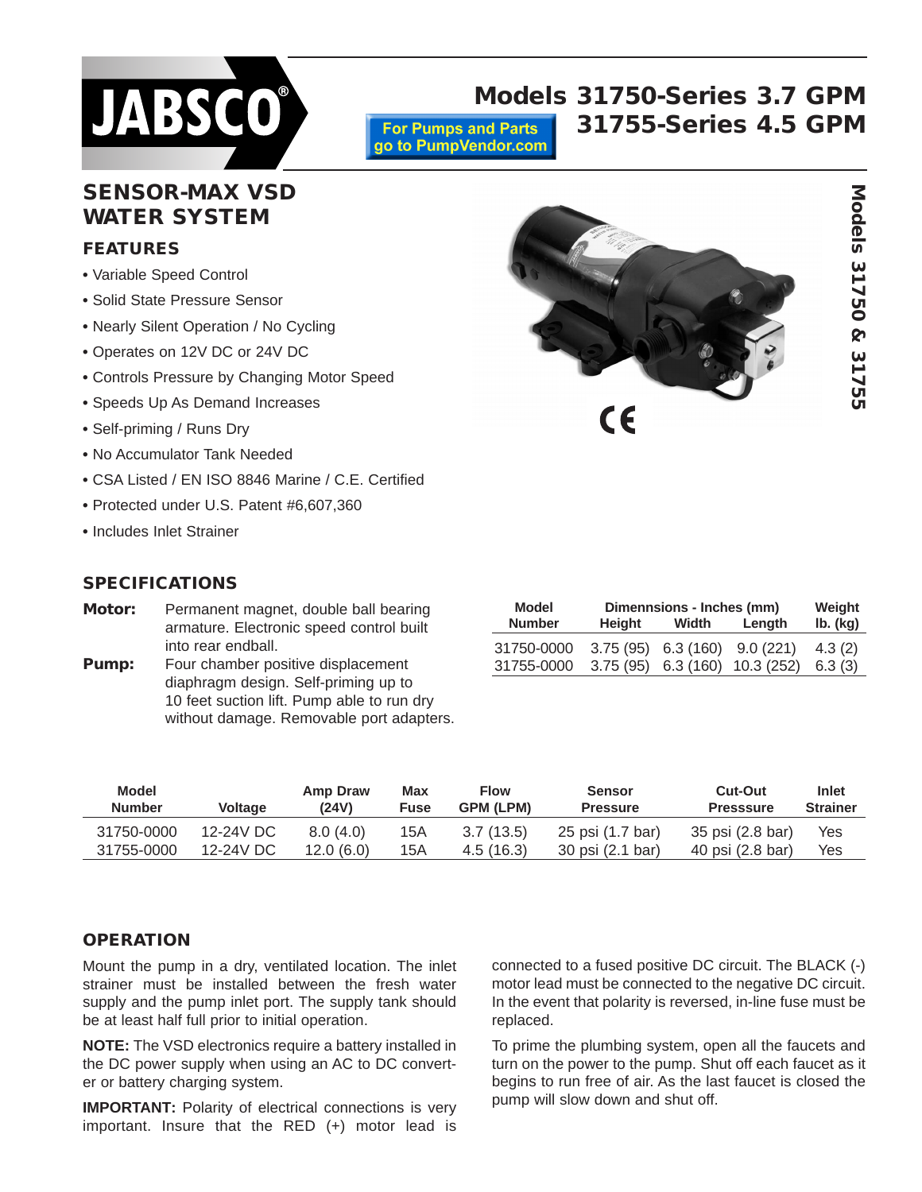# Models 31750-Series 3.7 GPM
# 31755-Series 4.5 GPM

For Pumps and Parts go to PumpVendor.com

## SENSOR-MAX VSD WATER SYSTEM

### FEATURES

- Variable Speed Control
- Solid State Pressure Sensor
- Nearly Silent Operation / No Cycling
- Operates on 12V DC or 24V DC
- Controls Pressure by Changing Motor Speed
- Speeds Up As Demand Increases
- Self-priming / Runs Dry
- No Accumulator Tank Needed
- CSA Listed / EN ISO 8846 Marine / C.E. Certified
- Protected under U.S. Patent #6,607,360
- Includes Inlet Strainer

### SPECIFICATIONS

**Motor:** Permanent magnet, double ball bearing armature. Electronic speed control built into rear endball.

**Pump:** Four chamber positive displacement diaphragm design. Self-priming up to 10 feet suction lift. Pump able to run dry without damage. Removable port adapters.

| Model Number | Dimennsions - Inches (mm) Height | Width | Length | Weight lb. (kg) |
|---|---|---|---|---|
| 31750-0000 | 3.75 (95) | 6.3 (160) | 9.0 (221) | 4.3 (2) |
| 31755-0000 | 3.75 (95) | 6.3 (160) | 10.3 (252) | 6.3 (3) |

| Model Number | Voltage | Amp Draw (24V) | Max Fuse | Flow GPM (LPM) | Sensor Pressure | Cut-Out Presssure | Inlet Strainer |
|---|---|---|---|---|---|---|---|
| 31750-0000 | 12-24V DC | 8.0 (4.0) | 15A | 3.7 (13.5) | 25 psi (1.7 bar) | 35 psi (2.8 bar) | Yes |
| 31755-0000 | 12-24V DC | 12.0 (6.0) | 15A | 4.5 (16.3) | 30 psi (2.1 bar) | 40 psi (2.8 bar) | Yes |

### OPERATION

Mount the pump in a dry, ventilated location. The inlet strainer must be installed between the fresh water supply and the pump inlet port. The supply tank should be at least half full prior to initial operation.

**NOTE:** The VSD electronics require a battery installed in the DC power supply when using an AC to DC converter or battery charging system.

**IMPORTANT:** Polarity of electrical connections is very important. Insure that the RED (+) motor lead is connected to a fused positive DC circuit. The BLACK (-) motor lead must be connected to the negative DC circuit. In the event that polarity is reversed, in-line fuse must be replaced.

To prime the plumbing system, open all the faucets and turn on the power to the pump. Shut off each faucet as it begins to run free of air. As the last faucet is closed the pump will slow down and shut off.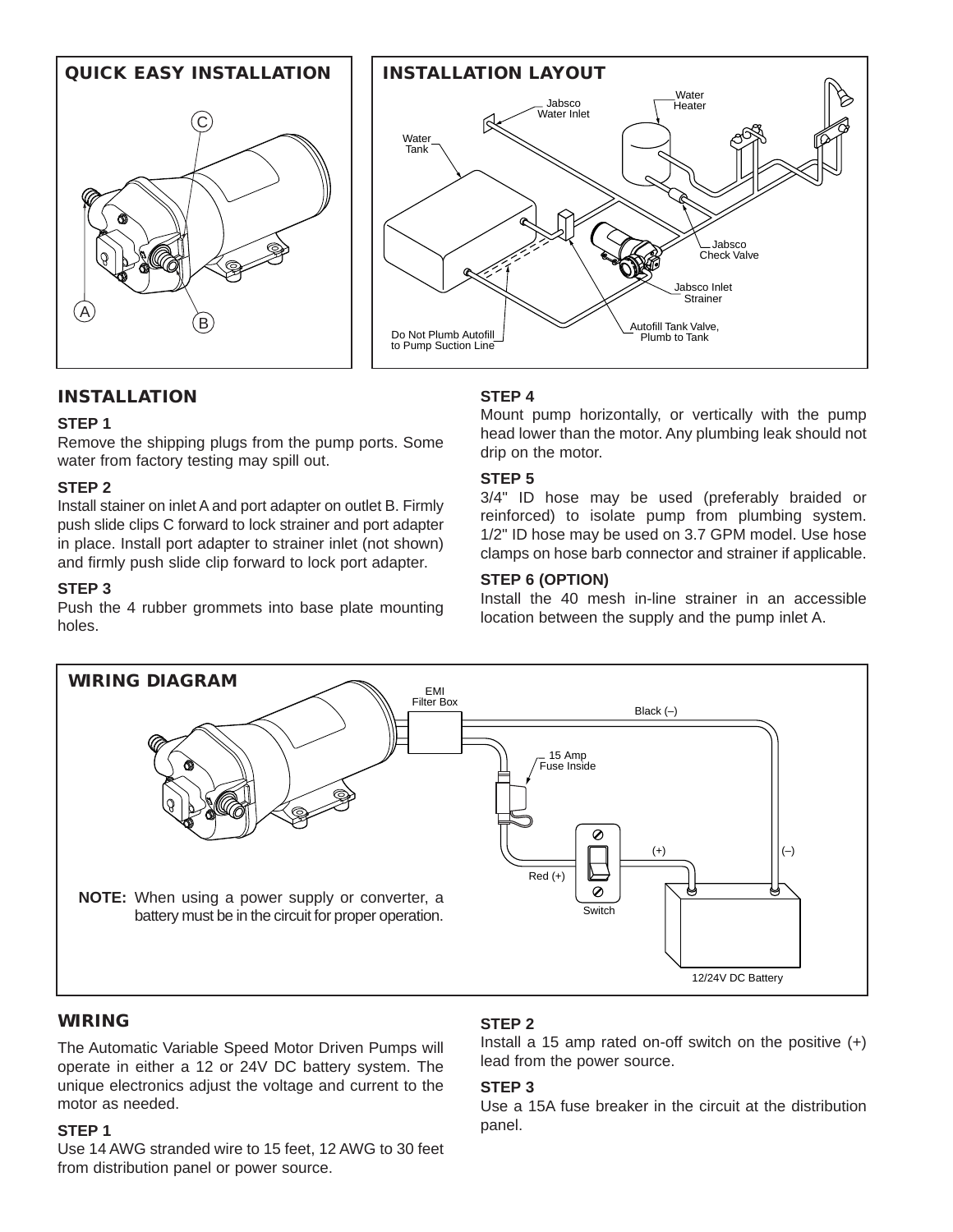## QUICK EASY INSTALLATION

## INSTALLATION LAYOUT

## INSTALLATION

**STEP 1**

Remove the shipping plugs from the pump ports. Some water from factory testing may spill out.

**STEP 2**

Install stainer on inlet A and port adapter on outlet B. Firmly push slide clips C forward to lock strainer and port adapter in place. Install port adapter to strainer inlet (not shown) and firmly push slide clip forward to lock port adapter.

**STEP 3**

Push the 4 rubber grommets into base plate mounting holes.

**STEP 4**

Mount pump horizontally, or vertically with the pump head lower than the motor. Any plumbing leak should not drip on the motor.

**STEP 5**

3/4" ID hose may be used (preferably braided or reinforced) to isolate pump from plumbing system. 1/2" ID hose may be used on 3.7 GPM model. Use hose clamps on hose barb connector and strainer if applicable.

**STEP 6 (OPTION)**

Install the 40 mesh in-line strainer in an accessible location between the supply and the pump inlet A.

## WIRING DIAGRAM

**NOTE:** When using a power supply or converter, a battery must be in the circuit for proper operation.

## WIRING

The Automatic Variable Speed Motor Driven Pumps will operate in either a 12 or 24V DC battery system. The unique electronics adjust the voltage and current to the motor as needed.

**STEP 1**

Use 14 AWG stranded wire to 15 feet, 12 AWG to 30 feet from distribution panel or power source.

**STEP 2**

Install a 15 amp rated on-off switch on the positive (+) lead from the power source.

**STEP 3**

Use a 15A fuse breaker in the circuit at the distribution panel.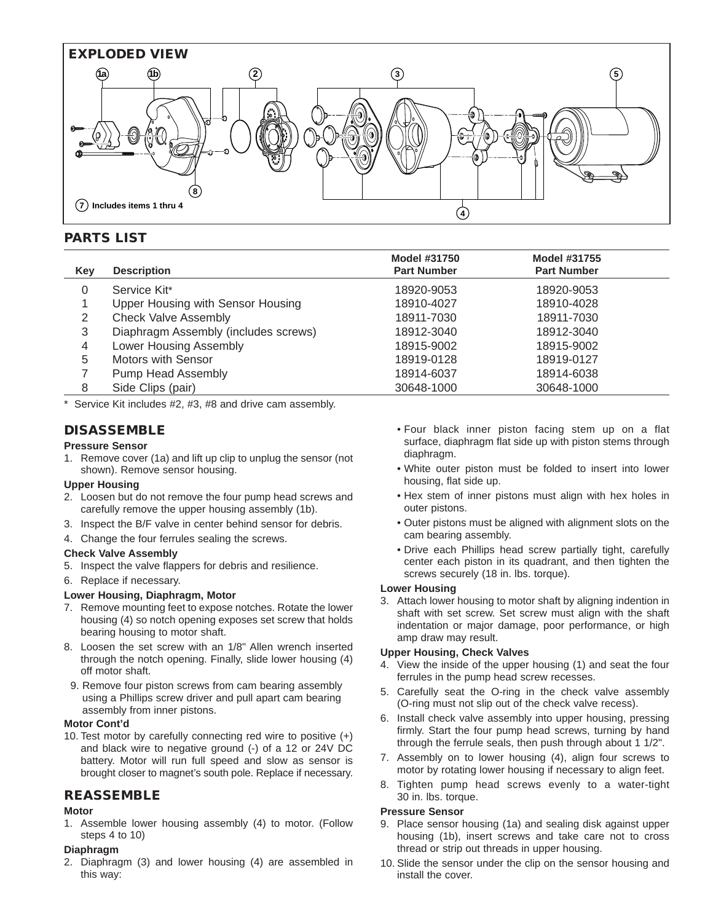## EXPLODED VIEW

1a 1b 2 3 5

8

7 Includes items 1 thru 4

4

## PARTS LIST

| Key | Description | Model #31750 Part Number | Model #31755 Part Number |
|---|---|---|---|
| 0 | Service Kit* | 18920-9053 | 18920-9053 |
| 1 | Upper Housing with Sensor Housing | 18910-4027 | 18910-4028 |
| 2 | Check Valve Assembly | 18911-7030 | 18911-7030 |
| 3 | Diaphragm Assembly (includes screws) | 18912-3040 | 18912-3040 |
| 4 | Lower Housing Assembly | 18915-9002 | 18915-9002 |
| 5 | Motors with Sensor | 18919-0128 | 18919-0127 |
| 7 | Pump Head Assembly | 18914-6037 | 18914-6038 |
| 8 | Side Clips (pair) | 30648-1000 | 30648-1000 |

\* Service Kit includes #2, #3, #8 and drive cam assembly.

## DISASSEMBLE

**Pressure Sensor**

1. Remove cover (1a) and lift up clip to unplug the sensor (not shown). Remove sensor housing.

**Upper Housing**

2. Loosen but do not remove the four pump head screws and carefully remove the upper housing assembly (1b).
3. Inspect the B/F valve in center behind sensor for debris.
4. Change the four ferrules sealing the screws.

**Check Valve Assembly**

5. Inspect the valve flappers for debris and resilience.
6. Replace if necessary.

**Lower Housing, Diaphragm, Motor**

7. Remove mounting feet to expose notches. Rotate the lower housing (4) so notch opening exposes set screw that holds bearing housing to motor shaft.
8. Loosen the set screw with an 1/8" Allen wrench inserted through the notch opening. Finally, slide lower housing (4) off motor shaft.
9. Remove four piston screws from cam bearing assembly using a Phillips screw driver and pull apart cam bearing assembly from inner pistons.

**Motor Cont'd**

10. Test motor by carefully connecting red wire to positive (+) and black wire to negative ground (-) of a 12 or 24V DC battery. Motor will run full speed and slow as sensor is brought closer to magnet's south pole. Replace if necessary.

## REASSEMBLE

**Motor**

1. Assemble lower housing assembly (4) to motor. (Follow steps 4 to 10)

**Diaphragm**

2. Diaphragm (3) and lower housing (4) are assembled in this way:
   - Four black inner piston facing stem up on a flat surface, diaphragm flat side up with piston stems through diaphragm.
   - White outer piston must be folded to insert into lower housing, flat side up.
   - Hex stem of inner pistons must align with hex holes in outer pistons.
   - Outer pistons must be aligned with alignment slots on the cam bearing assembly.
   - Drive each Phillips head screw partially tight, carefully center each piston in its quadrant, and then tighten the screws securely (18 in. lbs. torque).

**Lower Housing**

3. Attach lower housing to motor shaft by aligning indention in shaft with set screw. Set screw must align with the shaft indentation or major damage, poor performance, or high amp draw may result.

**Upper Housing, Check Valves**

4. View the inside of the upper housing (1) and seat the four ferrules in the pump head screw recesses.
5. Carefully seat the O-ring in the check valve assembly (O-ring must not slip out of the check valve recess).
6. Install check valve assembly into upper housing, pressing firmly. Start the four pump head screws, turning by hand through the ferrule seals, then push through about 1 1/2".
7. Assembly on to lower housing (4), align four screws to motor by rotating lower housing if necessary to align feet.
8. Tighten pump head screws evenly to a water-tight 30 in. lbs. torque.

**Pressure Sensor**

9. Place sensor housing (1a) and sealing disk against upper housing (1b), insert screws and take care not to cross thread or strip out threads in upper housing.
10. Slide the sensor under the clip on the sensor housing and install the cover.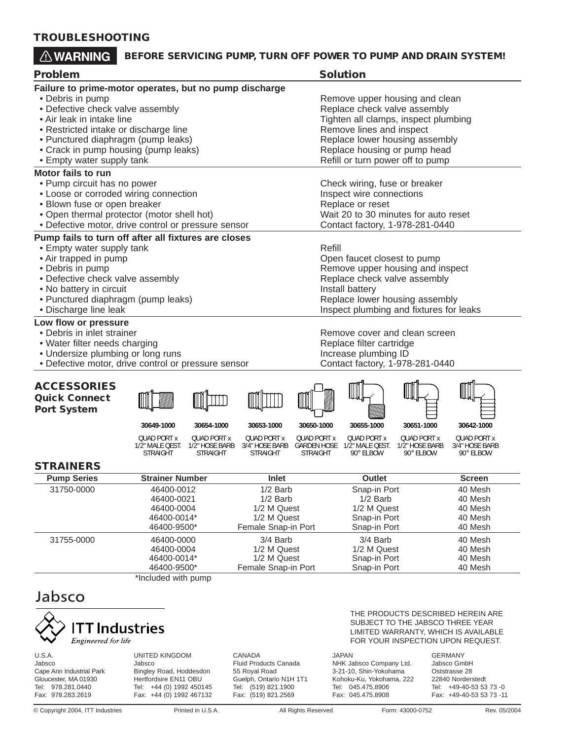## TROUBLESHOOTING

**⚠ WARNING** **BEFORE SERVICING PUMP, TURN OFF POWER TO PUMP AND DRAIN SYSTEM!**

| Problem | Solution |
|---|---|
| **Failure to prime-motor operates, but no pump discharge** | |
| • Debris in pump | Remove upper housing and clean |
| • Defective check valve assembly | Replace check valve assembly |
| • Air leak in intake line | Tighten all clamps, inspect plumbing |
| • Restricted intake or discharge line | Remove lines and inspect |
| • Punctured diaphragm (pump leaks) | Replace lower housing assembly |
| • Crack in pump housing (pump leaks) | Replace housing or pump head |
| • Empty water supply tank | Refill or turn power off to pump |
| **Motor fails to run** | |
| • Pump circuit has no power | Check wiring, fuse or breaker |
| • Loose or corroded wiring connection | Inspect wire connections |
| • Blown fuse or open breaker | Replace or reset |
| • Open thermal protector (motor shell hot) | Wait 20 to 30 minutes for auto reset |
| • Defective motor, drive control or pressure sensor | Contact factory, 1-978-281-0440 |
| **Pump fails to turn off after all fixtures are closes** | |
| • Empty water supply tank | Refill |
| • Air trapped in pump | Open faucet closest to pump |
| • Debris in pump | Remove upper housing and inspect |
| • Defective check valve assembly | Replace check valve assembly |
| • No battery in circuit | Install battery |
| • Punctured diaphragm (pump leaks) | Replace lower housing assembly |
| • Discharge line leak | Inspect plumbing and fixtures for leaks |
| **Low flow or pressure** | |
| • Debris in inlet strainer | Remove cover and clean screen |
| • Water filter needs charging | Replace filter cartridge |
| • Undersize plumbing or long runs | Increase plumbing ID |
| • Defective motor, drive control or pressure sensor | Contact factory, 1-978-281-0440 |

## ACCESSORIES

### Quick Connect Port System

| 30649-1000 | 30654-1000 | 30653-1000 | 30650-1000 | 30655-1000 | 30651-1000 | 30642-1000 |
|---|---|---|---|---|---|---|
| QUAD PORT x 1/2" MALE QEST. STRAIGHT | QUAD PORT x 1/2" HOSE BARB STRAIGHT | QUAD PORT x 3/4" HOSE BARB STRAIGHT | QUAD PORT x GARDEN HOSE STRAIGHT | QUAD PORT x 1/2" MALE QEST. 90° ELBOW | QUAD PORT x 1/2" HOSE BARB 90° ELBOW | QUAD PORT x 3/4" HOSE BARB 90° ELBOW |

## STRAINERS

| Pump Series | Strainer Number | Inlet | Outlet | Screen |
|---|---|---|---|---|
| 31750-0000 | 46400-0012 | 1/2 Barb | Snap-in Port | 40 Mesh |
| | 46400-0021 | 1/2 Barb | 1/2 Barb | 40 Mesh |
| | 46400-0004 | 1/2 M Quest | 1/2 M Quest | 40 Mesh |
| | 46400-0014* | 1/2 M Quest | Snap-in Port | 40 Mesh |
| | 46400-9500* | Female Snap-in Port | Snap-in Port | 40 Mesh |
| 31755-0000 | 46400-0000 | 3/4 Barb | 3/4 Barb | 40 Mesh |
| | 46400-0004 | 1/2 M Quest | 1/2 M Quest | 40 Mesh |
| | 46400-0014* | 1/2 M Quest | Snap-in Port | 40 Mesh |
| | 46400-9500* | Female Snap-in Port | Snap-in Port | 40 Mesh |

*Included with pump

Jabsco

ITT Industries
*Engineered for life*

THE PRODUCTS DESCRIBED HEREIN ARE SUBJECT TO THE JABSCO THREE YEAR LIMITED WARRANTY, WHICH IS AVAILABLE FOR YOUR INSPECTION UPON REQUEST.

U.S.A.
Jabsco
Cape Ann Industrial Park
Gloucester, MA 01930
Tel: 978.281.0440
Fax: 978.283.2619

UNITED KINGDOM
Jabsco
Bingley Road, Hoddesdon
Hertfordsire EN11 OBU
Tel: +44 (0) 1992 450145
Fax: +44 (0) 1992 467132

CANADA
Fluid Products Canada
55 Royal Road
Guelph, Ontario N1H 1T1
Tel: (519) 821.1900
Fax: (519) 821.2569

JAPAN
NHK Jabsco Company Ltd.
3-21-10, Shin-Yokohama
Kohoku-Ku, Yokohama, 222
Tel: 045.475.8906
Fax: 045.475.8908

GERMANY
Jabsco GmbH
Oststrasse 28
22840 Norderstedt
Tel: +49-40-53 53 73 -0
Fax: +49-40-53 53 73 -11

© Copyright 2004, ITT Industries Printed in U.S.A. All Rights Reserved Form: 43000-0752 Rev. 05/2004